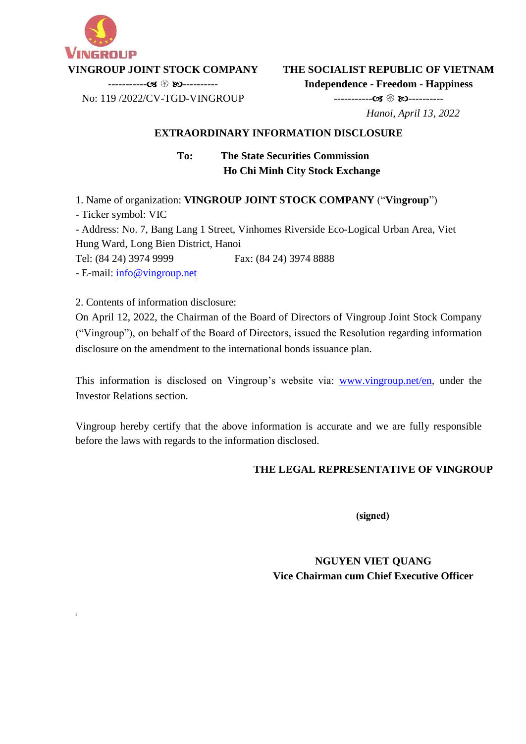VINGROUP

**VINGROUP JOINT STOCK COMPANY**

-----------ଔ ❀ ଓ----------

No: 119 /2022/CV-TGD-VINGROUP

**THE SOCIALIST REPUBLIC OF VIETNAM**

**Independence - Freedom - Happiness**

-----------ଔ ❀ ଓ----------

*Hanoi, April 13, 2022*

# EXTRAORDINARY INFORMATION DISCLOSURE

**To: The State Securities Commission**
**Ho Chi Minh City Stock Exchange**

1. Name of organization: **VINGROUP JOINT STOCK COMPANY** ("**Vingroup**")
- Ticker symbol: VIC
- Address: No. 7, Bang Lang 1 Street, Vinhomes Riverside Eco-Logical Urban Area, Viet Hung Ward, Long Bien District, Hanoi

Tel: (84 24) 3974 9999 Fax: (84 24) 3974 8888
- E-mail: info@vingroup.net

2. Contents of information disclosure:

On April 12, 2022, the Chairman of the Board of Directors of Vingroup Joint Stock Company ("Vingroup"), on behalf of the Board of Directors, issued the Resolution regarding information disclosure on the amendment to the international bonds issuance plan.

This information is disclosed on Vingroup's website via: www.vingroup.net/en, under the Investor Relations section.

Vingroup hereby certify that the above information is accurate and we are fully responsible before the laws with regards to the information disclosed.

**THE LEGAL REPRESENTATIVE OF VINGROUP**

**(signed)**

**NGUYEN VIET QUANG**
**Vice Chairman cum Chief Executive Officer**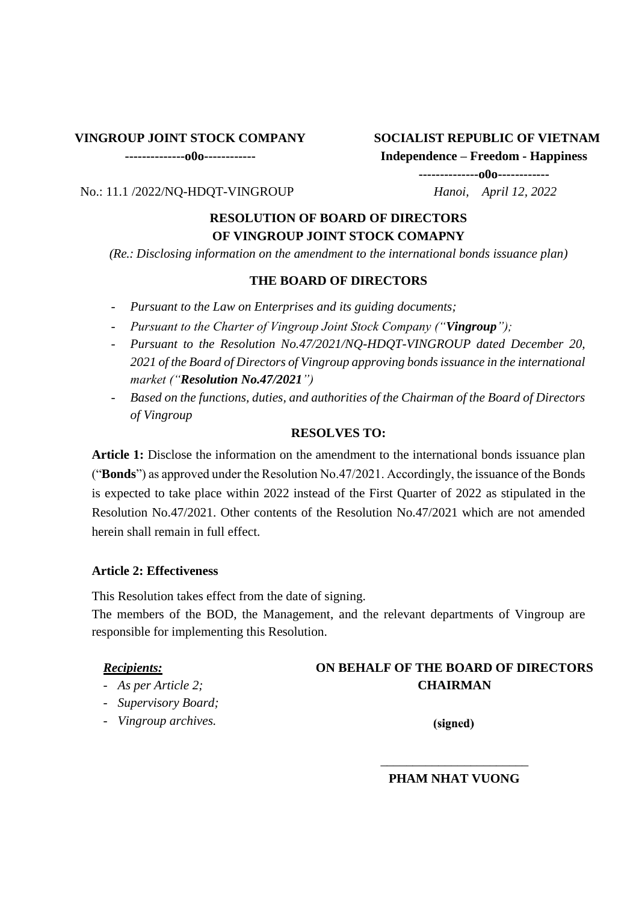**VINGROUP JOINT STOCK COMPANY**
**-------------o0o------------**

No.: 11.1 /2022/NQ-HDQT-VINGROUP

**SOCIALIST REPUBLIC OF VIETNAM**
**Independence – Freedom - Happiness**
**-------------o0o------------**

*Hanoi, April 12, 2022*

**RESOLUTION OF BOARD OF DIRECTORS**
**OF VINGROUP JOINT STOCK COMAPNY**

*(Re.: Disclosing information on the amendment to the international bonds issuance plan)*

**THE BOARD OF DIRECTORS**

- *Pursuant to the Law on Enterprises and its guiding documents;*
- *Pursuant to the Charter of Vingroup Joint Stock Company ("**Vingroup**");*
- *Pursuant to the Resolution No.47/2021/NQ-HDQT-VINGROUP dated December 20, 2021 of the Board of Directors of Vingroup approving bonds issuance in the international market ("**Resolution No.47/2021**")*
- *Based on the functions, duties, and authorities of the Chairman of the Board of Directors of Vingroup*

**RESOLVES TO:**

**Article 1:** Disclose the information on the amendment to the international bonds issuance plan ("**Bonds**") as approved under the Resolution No.47/2021. Accordingly, the issuance of the Bonds is expected to take place within 2022 instead of the First Quarter of 2022 as stipulated in the Resolution No.47/2021. Other contents of the Resolution No.47/2021 which are not amended herein shall remain in full effect.

**Article 2: Effectiveness**

This Resolution takes effect from the date of signing.
The members of the BOD, the Management, and the relevant departments of Vingroup are responsible for implementing this Resolution.

***Recipients:***
- *As per Article 2;*
- *Supervisory Board;*
- *Vingroup archives.*

**ON BEHALF OF THE BOARD OF DIRECTORS**
**CHAIRMAN**

**(signed)**

**PHAM NHAT VUONG**